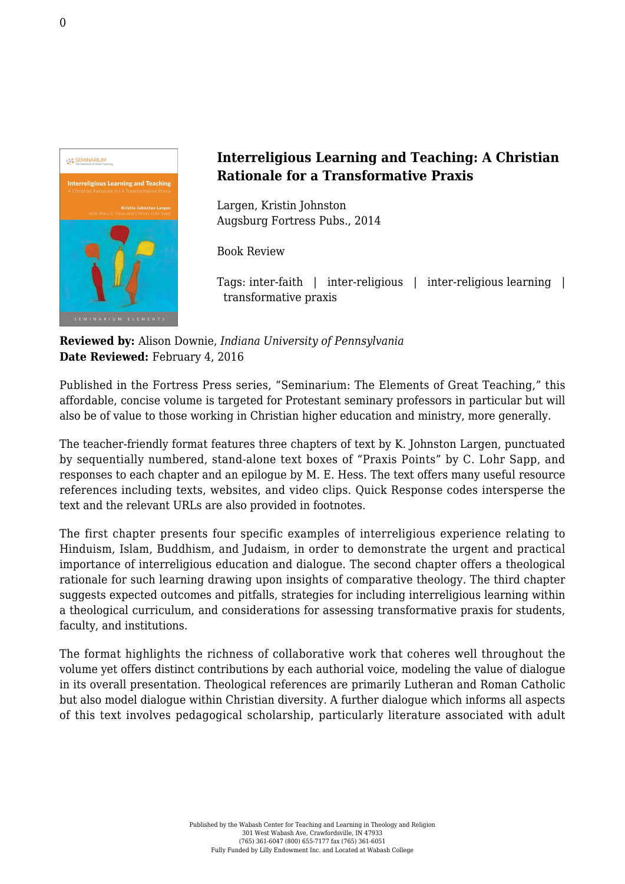# Interreligious Learning and Teaching: A Christian Rationale for a Transformative Praxis

Largen, Kristin Johnston
Augsburg Fortress Pubs., 2014

Book Review

Tags: inter-faith | inter-religious | inter-religious learning | transformative praxis

**Reviewed by:** Alison Downie, *Indiana University of Pennsylvania*
**Date Reviewed:** February 4, 2016

Published in the Fortress Press series, "Seminarium: The Elements of Great Teaching," this affordable, concise volume is targeted for Protestant seminary professors in particular but will also be of value to those working in Christian higher education and ministry, more generally.

The teacher-friendly format features three chapters of text by K. Johnston Largen, punctuated by sequentially numbered, stand-alone text boxes of "Praxis Points" by C. Lohr Sapp, and responses to each chapter and an epilogue by M. E. Hess. The text offers many useful resource references including texts, websites, and video clips. Quick Response codes intersperse the text and the relevant URLs are also provided in footnotes.

The first chapter presents four specific examples of interreligious experience relating to Hinduism, Islam, Buddhism, and Judaism, in order to demonstrate the urgent and practical importance of interreligious education and dialogue. The second chapter offers a theological rationale for such learning drawing upon insights of comparative theology. The third chapter suggests expected outcomes and pitfalls, strategies for including interreligious learning within a theological curriculum, and considerations for assessing transformative praxis for students, faculty, and institutions.

The format highlights the richness of collaborative work that coheres well throughout the volume yet offers distinct contributions by each authorial voice, modeling the value of dialogue in its overall presentation. Theological references are primarily Lutheran and Roman Catholic but also model dialogue within Christian diversity. A further dialogue which informs all aspects of this text involves pedagogical scholarship, particularly literature associated with adult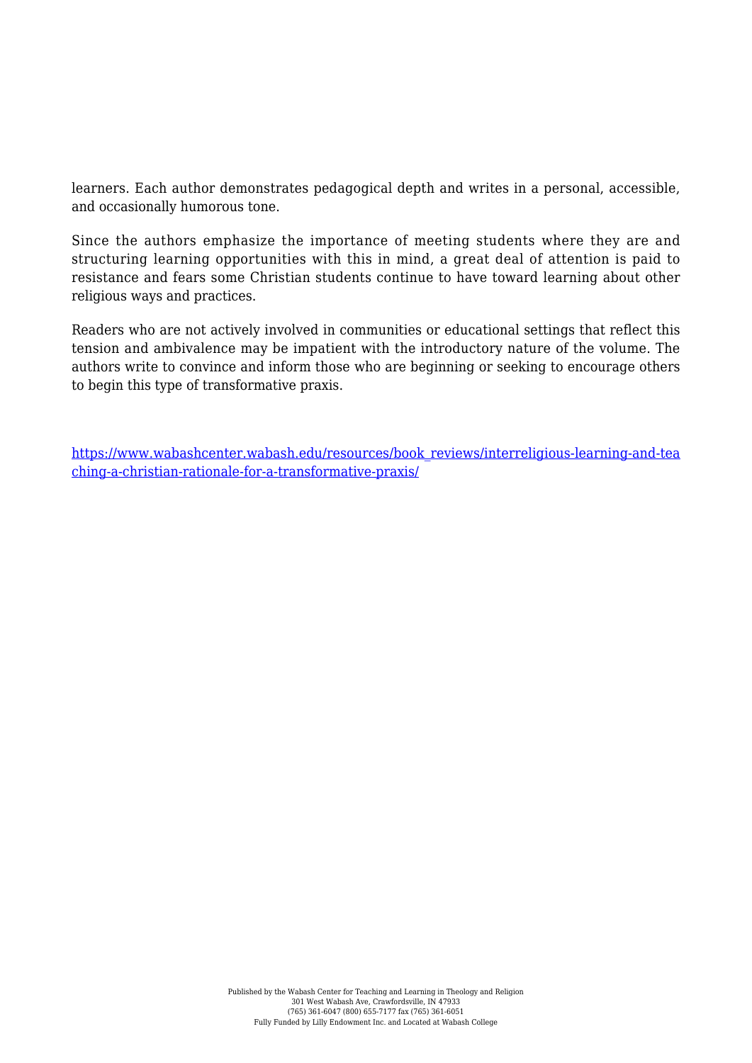learners. Each author demonstrates pedagogical depth and writes in a personal, accessible, and occasionally humorous tone.

Since the authors emphasize the importance of meeting students where they are and structuring learning opportunities with this in mind, a great deal of attention is paid to resistance and fears some Christian students continue to have toward learning about other religious ways and practices.

Readers who are not actively involved in communities or educational settings that reflect this tension and ambivalence may be impatient with the introductory nature of the volume. The authors write to convince and inform those who are beginning or seeking to encourage others to begin this type of transformative praxis.

https://www.wabashcenter.wabash.edu/resources/book_reviews/interreligious-learning-and-teaching-a-christian-rationale-for-a-transformative-praxis/

Published by the Wabash Center for Teaching and Learning in Theology and Religion
301 West Wabash Ave, Crawfordsville, IN 47933
(765) 361-6047 (800) 655-7177 fax (765) 361-6051
Fully Funded by Lilly Endowment Inc. and Located at Wabash College